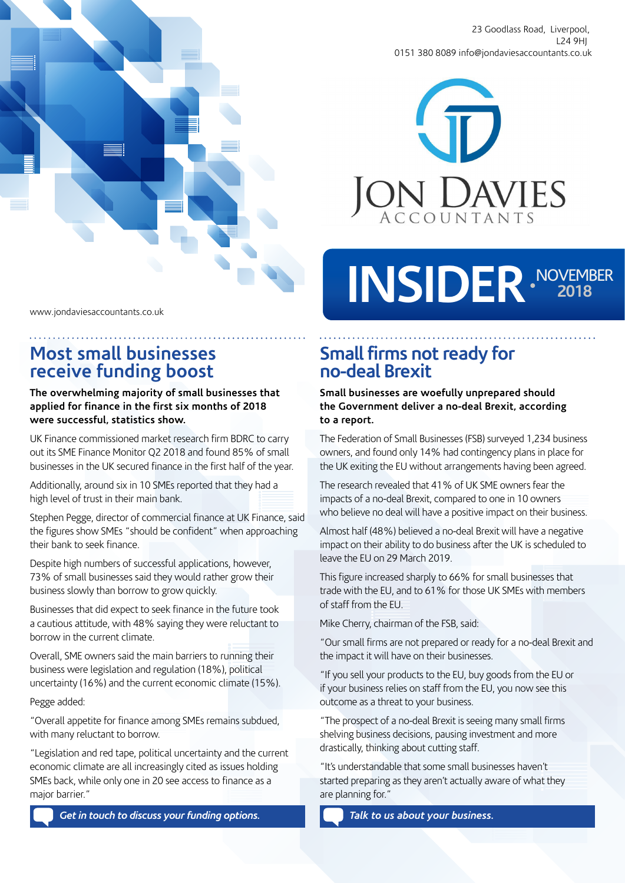23 Goodlass Road, Liverpool, L24 9HJ
0151 380 8089 info@jondaviesaccountants.co.uk

JON DAVIES ACCOUNTANTS

# INSIDER NOVEMBER 2018

www.jondaviesaccountants.co.uk

## Most small businesses receive funding boost

**The overwhelming majority of small businesses that applied for finance in the first six months of 2018 were successful, statistics show.**

UK Finance commissioned market research firm BDRC to carry out its SME Finance Monitor Q2 2018 and found 85% of small businesses in the UK secured finance in the first half of the year.

Additionally, around six in 10 SMEs reported that they had a high level of trust in their main bank.

Stephen Pegge, director of commercial finance at UK Finance, said the figures show SMEs "should be confident" when approaching their bank to seek finance.

Despite high numbers of successful applications, however, 73% of small businesses said they would rather grow their business slowly than borrow to grow quickly.

Businesses that did expect to seek finance in the future took a cautious attitude, with 48% saying they were reluctant to borrow in the current climate.

Overall, SME owners said the main barriers to running their business were legislation and regulation (18%), political uncertainty (16%) and the current economic climate (15%).

Pegge added:

"Overall appetite for finance among SMEs remains subdued, with many reluctant to borrow.

"Legislation and red tape, political uncertainty and the current economic climate are all increasingly cited as issues holding SMEs back, while only one in 20 see access to finance as a major barrier."

*Get in touch to discuss your funding options.*

## Small firms not ready for no-deal Brexit

**Small businesses are woefully unprepared should the Government deliver a no-deal Brexit, according to a report.**

The Federation of Small Businesses (FSB) surveyed 1,234 business owners, and found only 14% had contingency plans in place for the UK exiting the EU without arrangements having been agreed.

The research revealed that 41% of UK SME owners fear the impacts of a no-deal Brexit, compared to one in 10 owners who believe no deal will have a positive impact on their business.

Almost half (48%) believed a no-deal Brexit will have a negative impact on their ability to do business after the UK is scheduled to leave the EU on 29 March 2019.

This figure increased sharply to 66% for small businesses that trade with the EU, and to 61% for those UK SMEs with members of staff from the EU.

Mike Cherry, chairman of the FSB, said:

"Our small firms are not prepared or ready for a no-deal Brexit and the impact it will have on their businesses.

"If you sell your products to the EU, buy goods from the EU or if your business relies on staff from the EU, you now see this outcome as a threat to your business.

"The prospect of a no-deal Brexit is seeing many small firms shelving business decisions, pausing investment and more drastically, thinking about cutting staff.

"It's understandable that some small businesses haven't started preparing as they aren't actually aware of what they are planning for."

*Talk to us about your business.*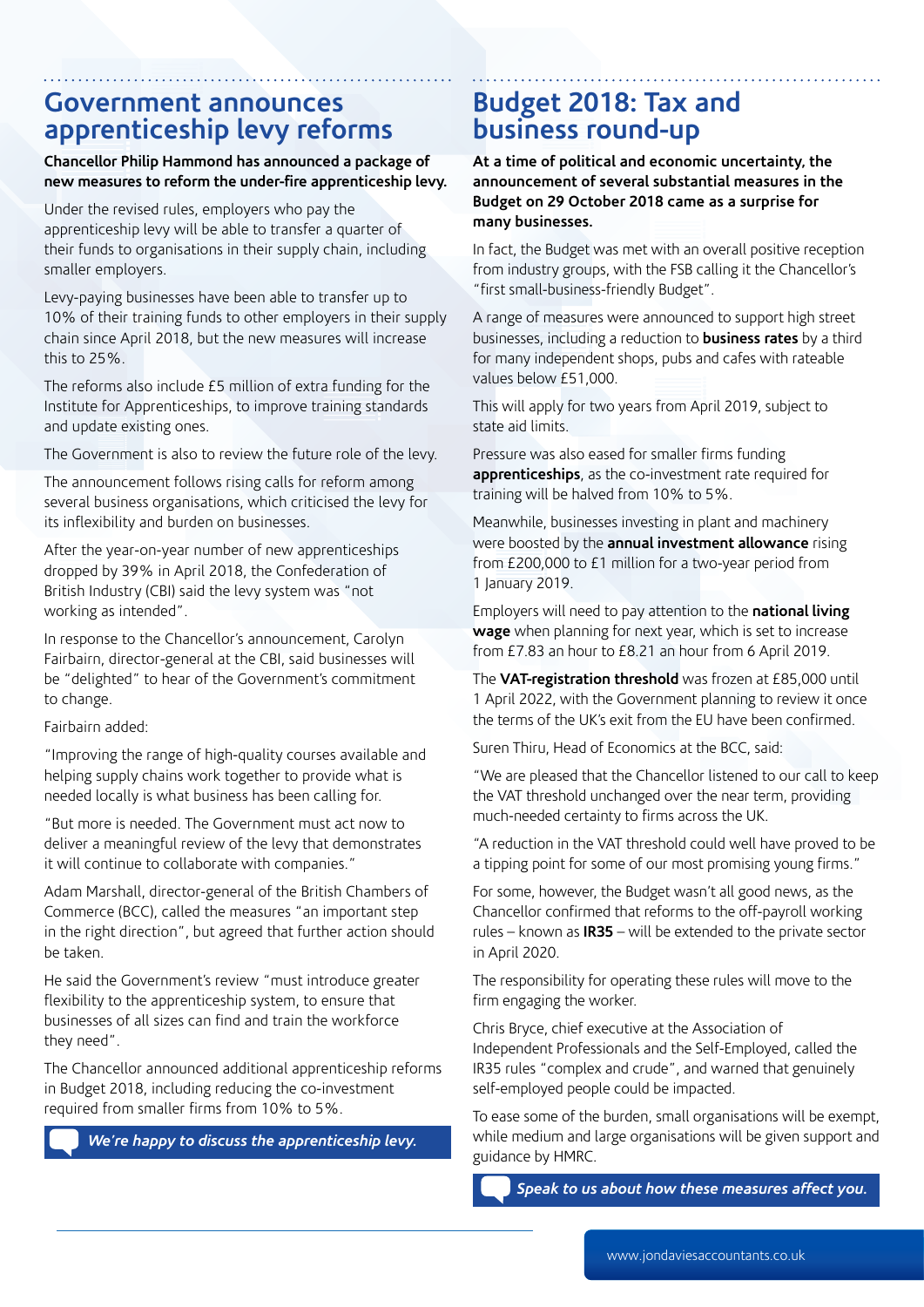## Government announces apprenticeship levy reforms

**Chancellor Philip Hammond has announced a package of new measures to reform the under-fire apprenticeship levy.**

Under the revised rules, employers who pay the apprenticeship levy will be able to transfer a quarter of their funds to organisations in their supply chain, including smaller employers.

Levy-paying businesses have been able to transfer up to 10% of their training funds to other employers in their supply chain since April 2018, but the new measures will increase this to 25%.

The reforms also include £5 million of extra funding for the Institute for Apprenticeships, to improve training standards and update existing ones.

The Government is also to review the future role of the levy.

The announcement follows rising calls for reform among several business organisations, which criticised the levy for its inflexibility and burden on businesses.

After the year-on-year number of new apprenticeships dropped by 39% in April 2018, the Confederation of British Industry (CBI) said the levy system was "not working as intended".

In response to the Chancellor's announcement, Carolyn Fairbairn, director-general at the CBI, said businesses will be "delighted" to hear of the Government's commitment to change.

Fairbairn added:

"Improving the range of high-quality courses available and helping supply chains work together to provide what is needed locally is what business has been calling for.

"But more is needed. The Government must act now to deliver a meaningful review of the levy that demonstrates it will continue to collaborate with companies."

Adam Marshall, director-general of the British Chambers of Commerce (BCC), called the measures "an important step in the right direction", but agreed that further action should be taken.

He said the Government's review "must introduce greater flexibility to the apprenticeship system, to ensure that businesses of all sizes can find and train the workforce they need".

The Chancellor announced additional apprenticeship reforms in Budget 2018, including reducing the co-investment required from smaller firms from 10% to 5%.

***We're happy to discuss the apprenticeship levy.***

## Budget 2018: Tax and business round-up

**At a time of political and economic uncertainty, the announcement of several substantial measures in the Budget on 29 October 2018 came as a surprise for many businesses.**

In fact, the Budget was met with an overall positive reception from industry groups, with the FSB calling it the Chancellor's "first small-business-friendly Budget".

A range of measures were announced to support high street businesses, including a reduction to **business rates** by a third for many independent shops, pubs and cafes with rateable values below £51,000.

This will apply for two years from April 2019, subject to state aid limits.

Pressure was also eased for smaller firms funding **apprenticeships**, as the co-investment rate required for training will be halved from 10% to 5%.

Meanwhile, businesses investing in plant and machinery were boosted by the **annual investment allowance** rising from £200,000 to £1 million for a two-year period from 1 January 2019.

Employers will need to pay attention to the **national living wage** when planning for next year, which is set to increase from £7.83 an hour to £8.21 an hour from 6 April 2019.

The **VAT-registration threshold** was frozen at £85,000 until 1 April 2022, with the Government planning to review it once the terms of the UK's exit from the EU have been confirmed.

Suren Thiru, Head of Economics at the BCC, said:

"We are pleased that the Chancellor listened to our call to keep the VAT threshold unchanged over the near term, providing much-needed certainty to firms across the UK.

"A reduction in the VAT threshold could well have proved to be a tipping point for some of our most promising young firms."

For some, however, the Budget wasn't all good news, as the Chancellor confirmed that reforms to the off-payroll working rules – known as **IR35** – will be extended to the private sector in April 2020.

The responsibility for operating these rules will move to the firm engaging the worker.

Chris Bryce, chief executive at the Association of Independent Professionals and the Self-Employed, called the IR35 rules "complex and crude", and warned that genuinely self-employed people could be impacted.

To ease some of the burden, small organisations will be exempt, while medium and large organisations will be given support and guidance by HMRC.

***Speak to us about how these measures affect you.***